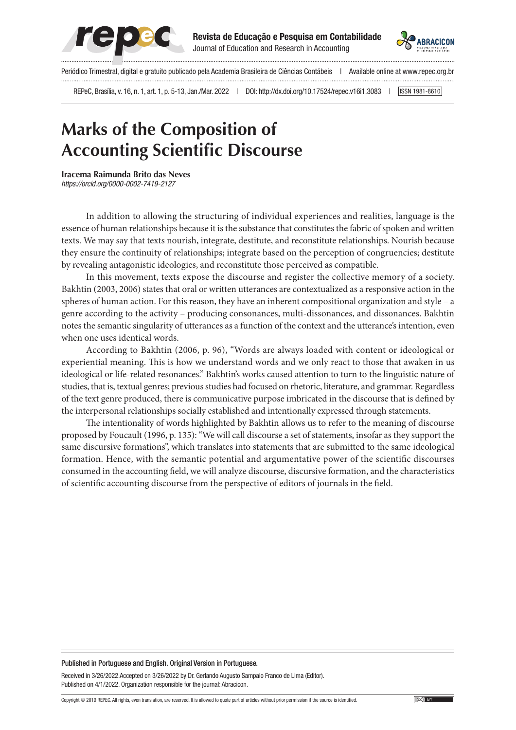# Marks of the Composition of Accounting Scientific Discourse

**Iracema Raimunda Brito das Neves**
*https://orcid.org/0000-0002-7419-2127*

In addition to allowing the structuring of individual experiences and realities, language is the essence of human relationships because it is the substance that constitutes the fabric of spoken and written texts. We may say that texts nourish, integrate, destitute, and reconstitute relationships. Nourish because they ensure the continuity of relationships; integrate based on the perception of congruencies; destitute by revealing antagonistic ideologies, and reconstitute those perceived as compatible.

In this movement, texts expose the discourse and register the collective memory of a society. Bakhtin (2003, 2006) states that oral or written utterances are contextualized as a responsive action in the spheres of human action. For this reason, they have an inherent compositional organization and style – a genre according to the activity – producing consonances, multi-dissonances, and dissonances. Bakhtin notes the semantic singularity of utterances as a function of the context and the utterance's intention, even when one uses identical words.

According to Bakhtin (2006, p. 96), "Words are always loaded with content or ideological or experiential meaning. This is how we understand words and we only react to those that awaken in us ideological or life-related resonances." Bakhtin's works caused attention to turn to the linguistic nature of studies, that is, textual genres; previous studies had focused on rhetoric, literature, and grammar. Regardless of the text genre produced, there is communicative purpose imbricated in the discourse that is defined by the interpersonal relationships socially established and intentionally expressed through statements.

The intentionality of words highlighted by Bakhtin allows us to refer to the meaning of discourse proposed by Foucault (1996, p. 135): "We will call discourse a set of statements, insofar as they support the same discursive formations", which translates into statements that are submitted to the same ideological formation. Hence, with the semantic potential and argumentative power of the scientific discourses consumed in the accounting field, we will analyze discourse, discursive formation, and the characteristics of scientific accounting discourse from the perspective of editors of journals in the field.

Published in Portuguese and English. Original Version in Portuguese.

Received in 3/26/2022.Accepted on 3/26/2022 by Dr. Gerlando Augusto Sampaio Franco de Lima (Editor). Published on 4/1/2022. Organization responsible for the journal: Abracicon.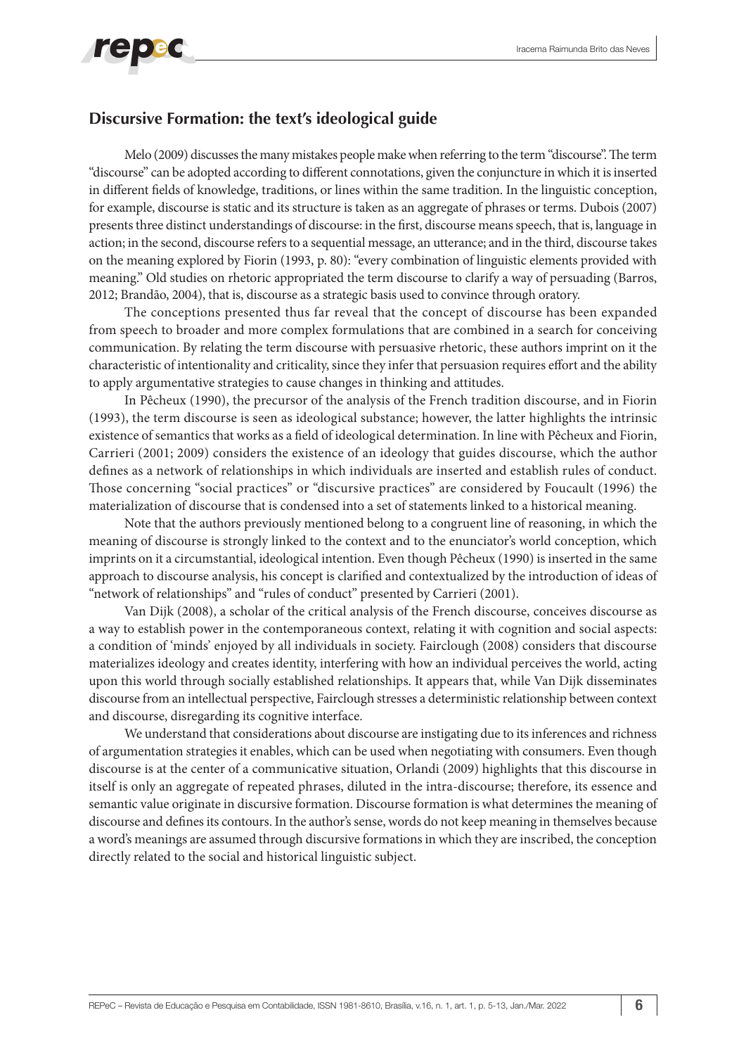## Discursive Formation: the text's ideological guide

Melo (2009) discusses the many mistakes people make when referring to the term "discourse". The term "discourse" can be adopted according to different connotations, given the conjuncture in which it is inserted in different fields of knowledge, traditions, or lines within the same tradition. In the linguistic conception, for example, discourse is static and its structure is taken as an aggregate of phrases or terms. Dubois (2007) presents three distinct understandings of discourse: in the first, discourse means speech, that is, language in action; in the second, discourse refers to a sequential message, an utterance; and in the third, discourse takes on the meaning explored by Fiorin (1993, p. 80): "every combination of linguistic elements provided with meaning." Old studies on rhetoric appropriated the term discourse to clarify a way of persuading (Barros, 2012; Brandão, 2004), that is, discourse as a strategic basis used to convince through oratory.

The conceptions presented thus far reveal that the concept of discourse has been expanded from speech to broader and more complex formulations that are combined in a search for conceiving communication. By relating the term discourse with persuasive rhetoric, these authors imprint on it the characteristic of intentionality and criticality, since they infer that persuasion requires effort and the ability to apply argumentative strategies to cause changes in thinking and attitudes.

In Pêcheux (1990), the precursor of the analysis of the French tradition discourse, and in Fiorin (1993), the term discourse is seen as ideological substance; however, the latter highlights the intrinsic existence of semantics that works as a field of ideological determination. In line with Pêcheux and Fiorin, Carrieri (2001; 2009) considers the existence of an ideology that guides discourse, which the author defines as a network of relationships in which individuals are inserted and establish rules of conduct. Those concerning "social practices" or "discursive practices" are considered by Foucault (1996) the materialization of discourse that is condensed into a set of statements linked to a historical meaning.

Note that the authors previously mentioned belong to a congruent line of reasoning, in which the meaning of discourse is strongly linked to the context and to the enunciator's world conception, which imprints on it a circumstantial, ideological intention. Even though Pêcheux (1990) is inserted in the same approach to discourse analysis, his concept is clarified and contextualized by the introduction of ideas of "network of relationships" and "rules of conduct" presented by Carrieri (2001).

Van Dijk (2008), a scholar of the critical analysis of the French discourse, conceives discourse as a way to establish power in the contemporaneous context, relating it with cognition and social aspects: a condition of 'minds' enjoyed by all individuals in society. Fairclough (2008) considers that discourse materializes ideology and creates identity, interfering with how an individual perceives the world, acting upon this world through socially established relationships. It appears that, while Van Dijk disseminates discourse from an intellectual perspective, Fairclough stresses a deterministic relationship between context and discourse, disregarding its cognitive interface.

We understand that considerations about discourse are instigating due to its inferences and richness of argumentation strategies it enables, which can be used when negotiating with consumers. Even though discourse is at the center of a communicative situation, Orlandi (2009) highlights that this discourse in itself is only an aggregate of repeated phrases, diluted in the intra-discourse; therefore, its essence and semantic value originate in discursive formation. Discourse formation is what determines the meaning of discourse and defines its contours. In the author's sense, words do not keep meaning in themselves because a word's meanings are assumed through discursive formations in which they are inscribed, the conception directly related to the social and historical linguistic subject.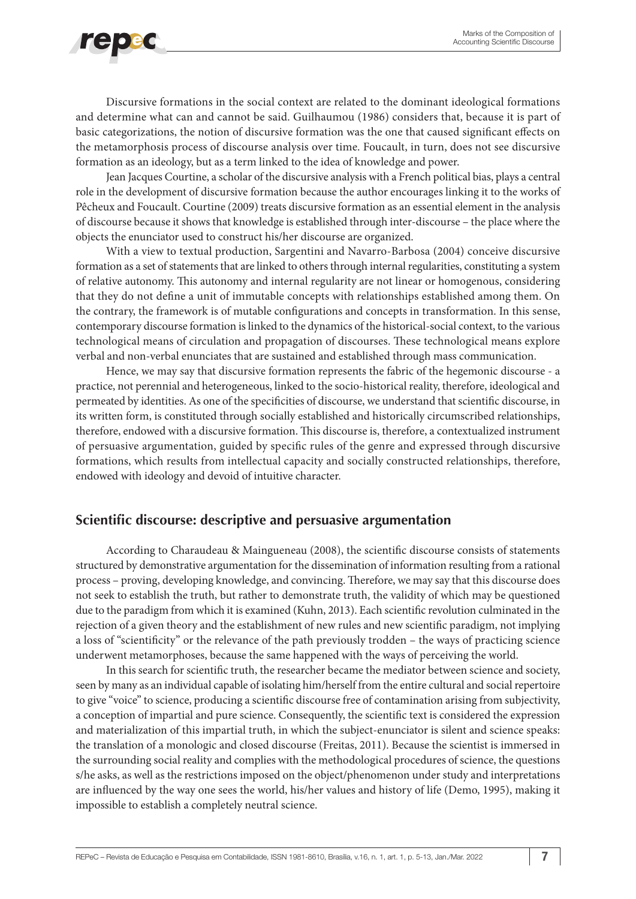Discursive formations in the social context are related to the dominant ideological formations and determine what can and cannot be said. Guilhaumou (1986) considers that, because it is part of basic categorizations, the notion of discursive formation was the one that caused significant effects on the metamorphosis process of discourse analysis over time. Foucault, in turn, does not see discursive formation as an ideology, but as a term linked to the idea of knowledge and power.

Jean Jacques Courtine, a scholar of the discursive analysis with a French political bias, plays a central role in the development of discursive formation because the author encourages linking it to the works of Pêcheux and Foucault. Courtine (2009) treats discursive formation as an essential element in the analysis of discourse because it shows that knowledge is established through inter-discourse – the place where the objects the enunciator used to construct his/her discourse are organized.

With a view to textual production, Sargentini and Navarro-Barbosa (2004) conceive discursive formation as a set of statements that are linked to others through internal regularities, constituting a system of relative autonomy. This autonomy and internal regularity are not linear or homogenous, considering that they do not define a unit of immutable concepts with relationships established among them. On the contrary, the framework is of mutable configurations and concepts in transformation. In this sense, contemporary discourse formation is linked to the dynamics of the historical-social context, to the various technological means of circulation and propagation of discourses. These technological means explore verbal and non-verbal enunciates that are sustained and established through mass communication.

Hence, we may say that discursive formation represents the fabric of the hegemonic discourse - a practice, not perennial and heterogeneous, linked to the socio-historical reality, therefore, ideological and permeated by identities. As one of the specificities of discourse, we understand that scientific discourse, in its written form, is constituted through socially established and historically circumscribed relationships, therefore, endowed with a discursive formation. This discourse is, therefore, a contextualized instrument of persuasive argumentation, guided by specific rules of the genre and expressed through discursive formations, which results from intellectual capacity and socially constructed relationships, therefore, endowed with ideology and devoid of intuitive character.

## Scientific discourse: descriptive and persuasive argumentation

According to Charaudeau & Maingueneau (2008), the scientific discourse consists of statements structured by demonstrative argumentation for the dissemination of information resulting from a rational process – proving, developing knowledge, and convincing. Therefore, we may say that this discourse does not seek to establish the truth, but rather to demonstrate truth, the validity of which may be questioned due to the paradigm from which it is examined (Kuhn, 2013). Each scientific revolution culminated in the rejection of a given theory and the establishment of new rules and new scientific paradigm, not implying a loss of "scientificity" or the relevance of the path previously trodden – the ways of practicing science underwent metamorphoses, because the same happened with the ways of perceiving the world.

In this search for scientific truth, the researcher became the mediator between science and society, seen by many as an individual capable of isolating him/herself from the entire cultural and social repertoire to give "voice" to science, producing a scientific discourse free of contamination arising from subjectivity, a conception of impartial and pure science. Consequently, the scientific text is considered the expression and materialization of this impartial truth, in which the subject-enunciator is silent and science speaks: the translation of a monologic and closed discourse (Freitas, 2011). Because the scientist is immersed in the surrounding social reality and complies with the methodological procedures of science, the questions s/he asks, as well as the restrictions imposed on the object/phenomenon under study and interpretations are influenced by the way one sees the world, his/her values and history of life (Demo, 1995), making it impossible to establish a completely neutral science.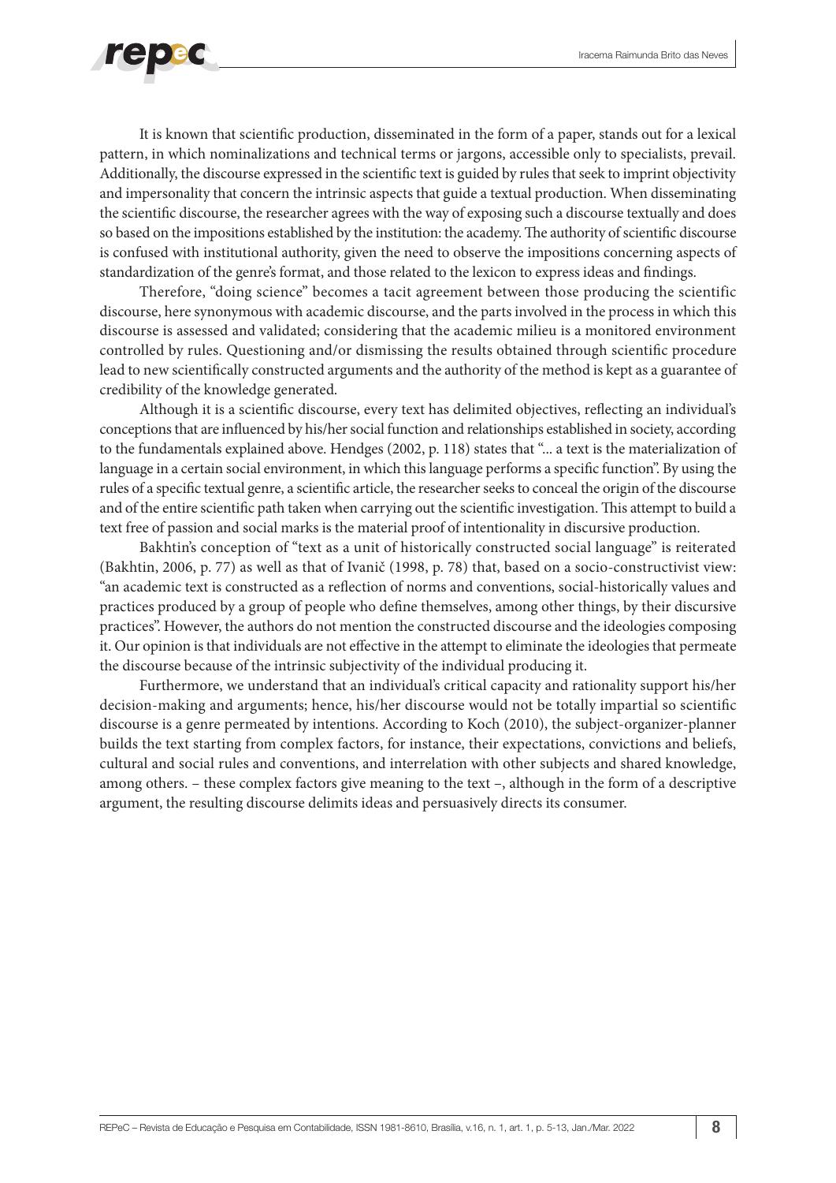It is known that scientific production, disseminated in the form of a paper, stands out for a lexical pattern, in which nominalizations and technical terms or jargons, accessible only to specialists, prevail. Additionally, the discourse expressed in the scientific text is guided by rules that seek to imprint objectivity and impersonality that concern the intrinsic aspects that guide a textual production. When disseminating the scientific discourse, the researcher agrees with the way of exposing such a discourse textually and does so based on the impositions established by the institution: the academy. The authority of scientific discourse is confused with institutional authority, given the need to observe the impositions concerning aspects of standardization of the genre's format, and those related to the lexicon to express ideas and findings.

Therefore, "doing science" becomes a tacit agreement between those producing the scientific discourse, here synonymous with academic discourse, and the parts involved in the process in which this discourse is assessed and validated; considering that the academic milieu is a monitored environment controlled by rules. Questioning and/or dismissing the results obtained through scientific procedure lead to new scientifically constructed arguments and the authority of the method is kept as a guarantee of credibility of the knowledge generated.

Although it is a scientific discourse, every text has delimited objectives, reflecting an individual's conceptions that are influenced by his/her social function and relationships established in society, according to the fundamentals explained above. Hendges (2002, p. 118) states that "... a text is the materialization of language in a certain social environment, in which this language performs a specific function". By using the rules of a specific textual genre, a scientific article, the researcher seeks to conceal the origin of the discourse and of the entire scientific path taken when carrying out the scientific investigation. This attempt to build a text free of passion and social marks is the material proof of intentionality in discursive production.

Bakhtin's conception of "text as a unit of historically constructed social language" is reiterated (Bakhtin, 2006, p. 77) as well as that of Ivanič (1998, p. 78) that, based on a socio-constructivist view: "an academic text is constructed as a reflection of norms and conventions, social-historically values and practices produced by a group of people who define themselves, among other things, by their discursive practices". However, the authors do not mention the constructed discourse and the ideologies composing it. Our opinion is that individuals are not effective in the attempt to eliminate the ideologies that permeate the discourse because of the intrinsic subjectivity of the individual producing it.

Furthermore, we understand that an individual's critical capacity and rationality support his/her decision-making and arguments; hence, his/her discourse would not be totally impartial so scientific discourse is a genre permeated by intentions. According to Koch (2010), the subject-organizer-planner builds the text starting from complex factors, for instance, their expectations, convictions and beliefs, cultural and social rules and conventions, and interrelation with other subjects and shared knowledge, among others. – these complex factors give meaning to the text –, although in the form of a descriptive argument, the resulting discourse delimits ideas and persuasively directs its consumer.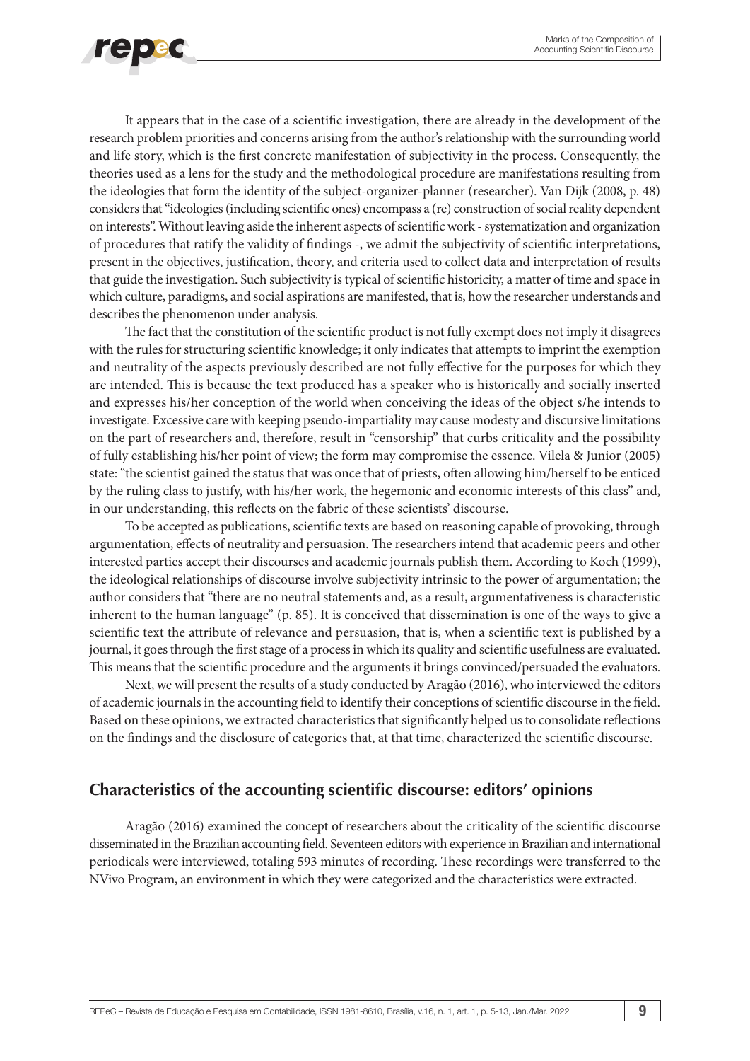It appears that in the case of a scientific investigation, there are already in the development of the research problem priorities and concerns arising from the author's relationship with the surrounding world and life story, which is the first concrete manifestation of subjectivity in the process. Consequently, the theories used as a lens for the study and the methodological procedure are manifestations resulting from the ideologies that form the identity of the subject-organizer-planner (researcher). Van Dijk (2008, p. 48) considers that "ideologies (including scientific ones) encompass a (re) construction of social reality dependent on interests". Without leaving aside the inherent aspects of scientific work - systematization and organization of procedures that ratify the validity of findings -, we admit the subjectivity of scientific interpretations, present in the objectives, justification, theory, and criteria used to collect data and interpretation of results that guide the investigation. Such subjectivity is typical of scientific historicity, a matter of time and space in which culture, paradigms, and social aspirations are manifested, that is, how the researcher understands and describes the phenomenon under analysis.

The fact that the constitution of the scientific product is not fully exempt does not imply it disagrees with the rules for structuring scientific knowledge; it only indicates that attempts to imprint the exemption and neutrality of the aspects previously described are not fully effective for the purposes for which they are intended. This is because the text produced has a speaker who is historically and socially inserted and expresses his/her conception of the world when conceiving the ideas of the object s/he intends to investigate. Excessive care with keeping pseudo-impartiality may cause modesty and discursive limitations on the part of researchers and, therefore, result in "censorship" that curbs criticality and the possibility of fully establishing his/her point of view; the form may compromise the essence. Vilela & Junior (2005) state: "the scientist gained the status that was once that of priests, often allowing him/herself to be enticed by the ruling class to justify, with his/her work, the hegemonic and economic interests of this class" and, in our understanding, this reflects on the fabric of these scientists' discourse.

To be accepted as publications, scientific texts are based on reasoning capable of provoking, through argumentation, effects of neutrality and persuasion. The researchers intend that academic peers and other interested parties accept their discourses and academic journals publish them. According to Koch (1999), the ideological relationships of discourse involve subjectivity intrinsic to the power of argumentation; the author considers that "there are no neutral statements and, as a result, argumentativeness is characteristic inherent to the human language" (p. 85). It is conceived that dissemination is one of the ways to give a scientific text the attribute of relevance and persuasion, that is, when a scientific text is published by a journal, it goes through the first stage of a process in which its quality and scientific usefulness are evaluated. This means that the scientific procedure and the arguments it brings convinced/persuaded the evaluators.

Next, we will present the results of a study conducted by Aragão (2016), who interviewed the editors of academic journals in the accounting field to identify their conceptions of scientific discourse in the field. Based on these opinions, we extracted characteristics that significantly helped us to consolidate reflections on the findings and the disclosure of categories that, at that time, characterized the scientific discourse.

## Characteristics of the accounting scientific discourse: editors' opinions

Aragão (2016) examined the concept of researchers about the criticality of the scientific discourse disseminated in the Brazilian accounting field. Seventeen editors with experience in Brazilian and international periodicals were interviewed, totaling 593 minutes of recording. These recordings were transferred to the NVivo Program, an environment in which they were categorized and the characteristics were extracted.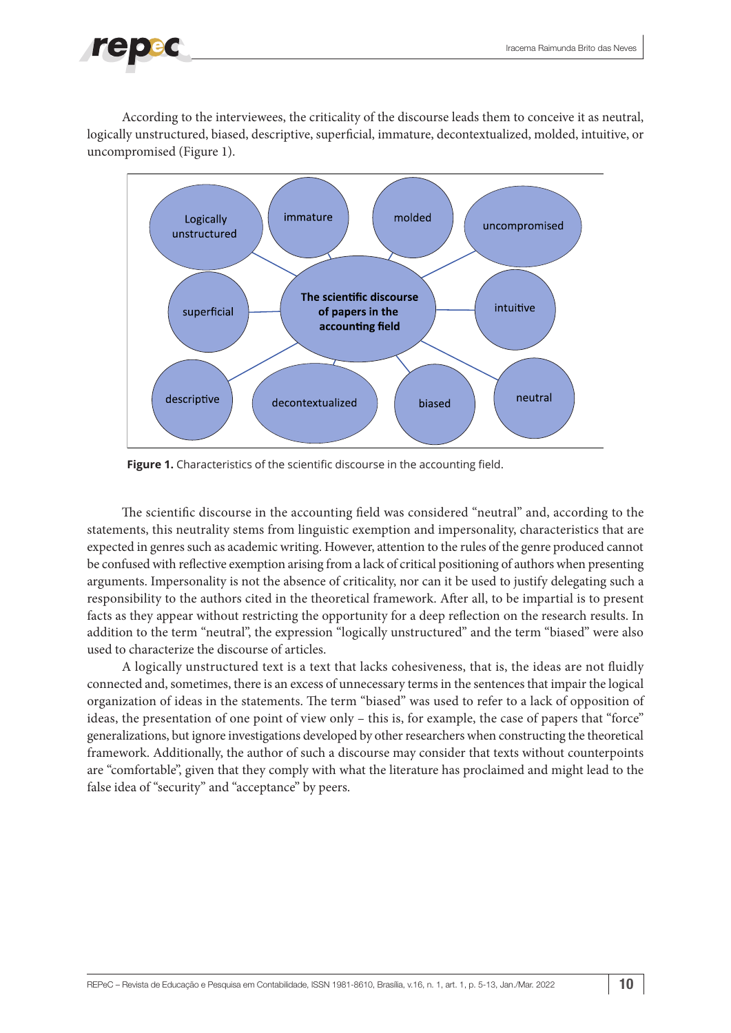According to the interviewees, the criticality of the discourse leads them to conceive it as neutral, logically unstructured, biased, descriptive, superficial, immature, decontextualized, molded, intuitive, or uncompromised (Figure 1).

Logically unstructured

immature

molded

uncompromised

superficial

The scientific discourse of papers in the accounting field

intuitive

descriptive

decontextualized

biased

neutral

**Figure 1.** Characteristics of the scientific discourse in the accounting field.

The scientific discourse in the accounting field was considered "neutral" and, according to the statements, this neutrality stems from linguistic exemption and impersonality, characteristics that are expected in genres such as academic writing. However, attention to the rules of the genre produced cannot be confused with reflective exemption arising from a lack of critical positioning of authors when presenting arguments. Impersonality is not the absence of criticality, nor can it be used to justify delegating such a responsibility to the authors cited in the theoretical framework. After all, to be impartial is to present facts as they appear without restricting the opportunity for a deep reflection on the research results. In addition to the term "neutral", the expression "logically unstructured" and the term "biased" were also used to characterize the discourse of articles.

A logically unstructured text is a text that lacks cohesiveness, that is, the ideas are not fluidly connected and, sometimes, there is an excess of unnecessary terms in the sentences that impair the logical organization of ideas in the statements. The term "biased" was used to refer to a lack of opposition of ideas, the presentation of one point of view only – this is, for example, the case of papers that "force" generalizations, but ignore investigations developed by other researchers when constructing the theoretical framework. Additionally, the author of such a discourse may consider that texts without counterpoints are "comfortable", given that they comply with what the literature has proclaimed and might lead to the false idea of "security" and "acceptance" by peers.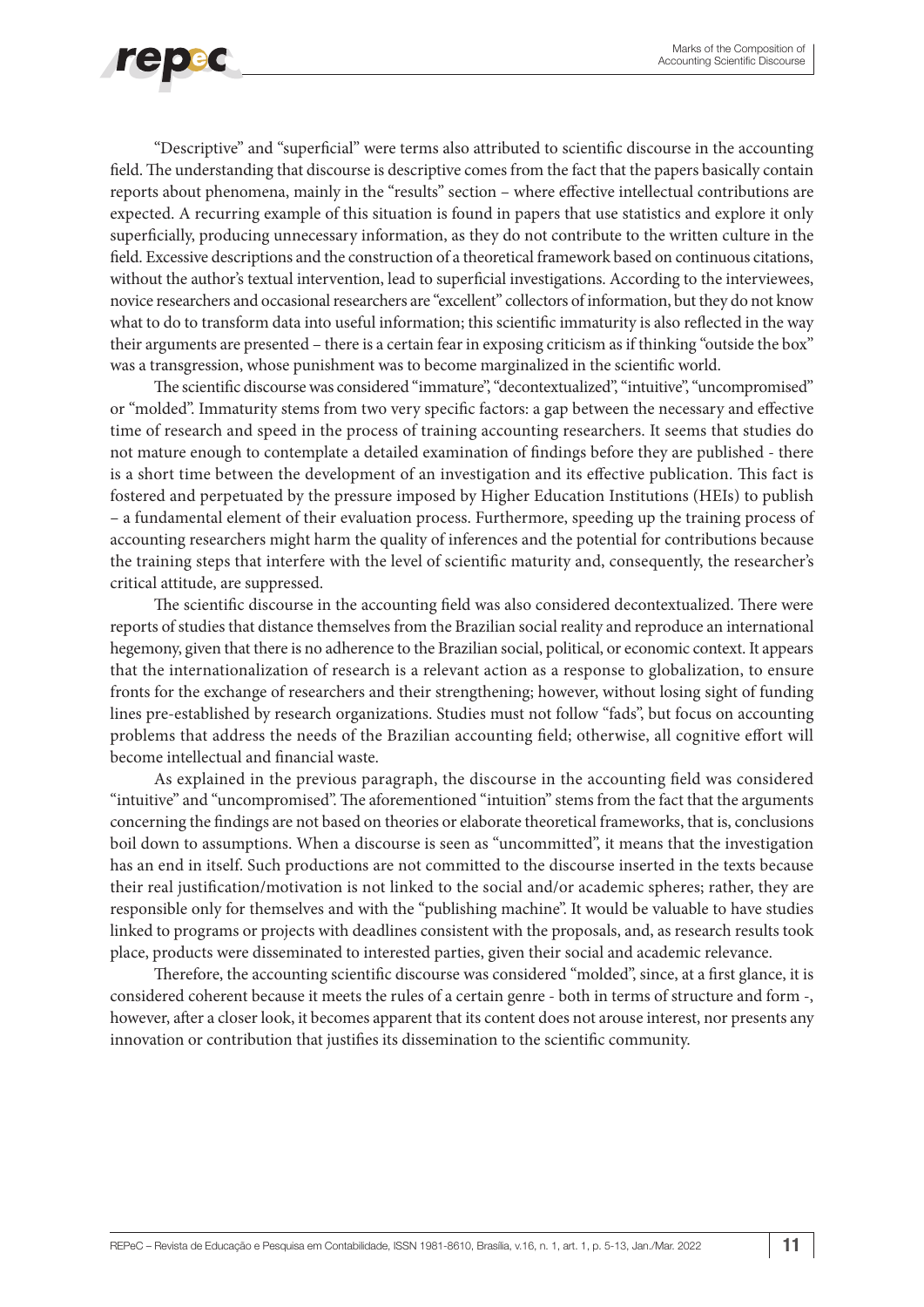"Descriptive" and "superficial" were terms also attributed to scientific discourse in the accounting field. The understanding that discourse is descriptive comes from the fact that the papers basically contain reports about phenomena, mainly in the "results" section – where effective intellectual contributions are expected. A recurring example of this situation is found in papers that use statistics and explore it only superficially, producing unnecessary information, as they do not contribute to the written culture in the field. Excessive descriptions and the construction of a theoretical framework based on continuous citations, without the author's textual intervention, lead to superficial investigations. According to the interviewees, novice researchers and occasional researchers are "excellent" collectors of information, but they do not know what to do to transform data into useful information; this scientific immaturity is also reflected in the way their arguments are presented – there is a certain fear in exposing criticism as if thinking "outside the box" was a transgression, whose punishment was to become marginalized in the scientific world.

The scientific discourse was considered "immature", "decontextualized", "intuitive", "uncompromised" or "molded". Immaturity stems from two very specific factors: a gap between the necessary and effective time of research and speed in the process of training accounting researchers. It seems that studies do not mature enough to contemplate a detailed examination of findings before they are published - there is a short time between the development of an investigation and its effective publication. This fact is fostered and perpetuated by the pressure imposed by Higher Education Institutions (HEIs) to publish – a fundamental element of their evaluation process. Furthermore, speeding up the training process of accounting researchers might harm the quality of inferences and the potential for contributions because the training steps that interfere with the level of scientific maturity and, consequently, the researcher's critical attitude, are suppressed.

The scientific discourse in the accounting field was also considered decontextualized. There were reports of studies that distance themselves from the Brazilian social reality and reproduce an international hegemony, given that there is no adherence to the Brazilian social, political, or economic context. It appears that the internationalization of research is a relevant action as a response to globalization, to ensure fronts for the exchange of researchers and their strengthening; however, without losing sight of funding lines pre-established by research organizations. Studies must not follow "fads", but focus on accounting problems that address the needs of the Brazilian accounting field; otherwise, all cognitive effort will become intellectual and financial waste.

As explained in the previous paragraph, the discourse in the accounting field was considered "intuitive" and "uncompromised". The aforementioned "intuition" stems from the fact that the arguments concerning the findings are not based on theories or elaborate theoretical frameworks, that is, conclusions boil down to assumptions. When a discourse is seen as "uncommitted", it means that the investigation has an end in itself. Such productions are not committed to the discourse inserted in the texts because their real justification/motivation is not linked to the social and/or academic spheres; rather, they are responsible only for themselves and with the "publishing machine". It would be valuable to have studies linked to programs or projects with deadlines consistent with the proposals, and, as research results took place, products were disseminated to interested parties, given their social and academic relevance.

Therefore, the accounting scientific discourse was considered "molded", since, at a first glance, it is considered coherent because it meets the rules of a certain genre - both in terms of structure and form -, however, after a closer look, it becomes apparent that its content does not arouse interest, nor presents any innovation or contribution that justifies its dissemination to the scientific community.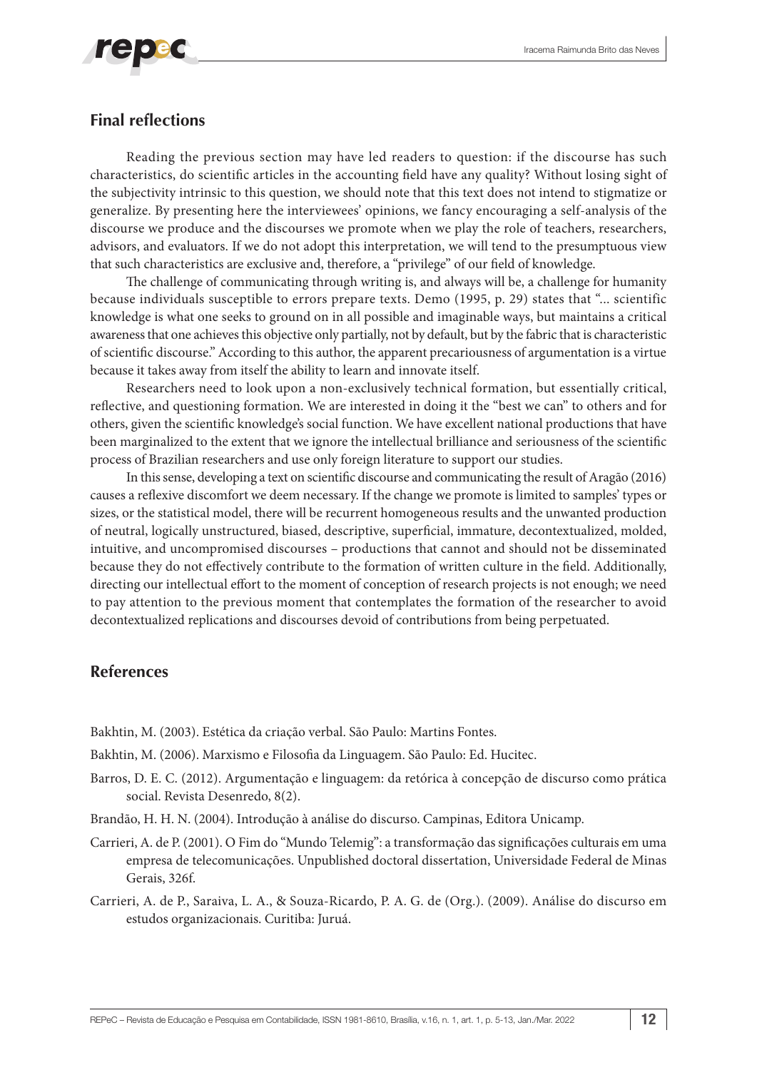## Final reflections

Reading the previous section may have led readers to question: if the discourse has such characteristics, do scientific articles in the accounting field have any quality? Without losing sight of the subjectivity intrinsic to this question, we should note that this text does not intend to stigmatize or generalize. By presenting here the interviewees' opinions, we fancy encouraging a self-analysis of the discourse we produce and the discourses we promote when we play the role of teachers, researchers, advisors, and evaluators. If we do not adopt this interpretation, we will tend to the presumptuous view that such characteristics are exclusive and, therefore, a "privilege" of our field of knowledge.

The challenge of communicating through writing is, and always will be, a challenge for humanity because individuals susceptible to errors prepare texts. Demo (1995, p. 29) states that "... scientific knowledge is what one seeks to ground on in all possible and imaginable ways, but maintains a critical awareness that one achieves this objective only partially, not by default, but by the fabric that is characteristic of scientific discourse." According to this author, the apparent precariousness of argumentation is a virtue because it takes away from itself the ability to learn and innovate itself.

Researchers need to look upon a non-exclusively technical formation, but essentially critical, reflective, and questioning formation. We are interested in doing it the "best we can" to others and for others, given the scientific knowledge's social function. We have excellent national productions that have been marginalized to the extent that we ignore the intellectual brilliance and seriousness of the scientific process of Brazilian researchers and use only foreign literature to support our studies.

In this sense, developing a text on scientific discourse and communicating the result of Aragão (2016) causes a reflexive discomfort we deem necessary. If the change we promote is limited to samples' types or sizes, or the statistical model, there will be recurrent homogeneous results and the unwanted production of neutral, logically unstructured, biased, descriptive, superficial, immature, decontextualized, molded, intuitive, and uncompromised discourses – productions that cannot and should not be disseminated because they do not effectively contribute to the formation of written culture in the field. Additionally, directing our intellectual effort to the moment of conception of research projects is not enough; we need to pay attention to the previous moment that contemplates the formation of the researcher to avoid decontextualized replications and discourses devoid of contributions from being perpetuated.

## References

Bakhtin, M. (2003). Estética da criação verbal. São Paulo: Martins Fontes.

Bakhtin, M. (2006). Marxismo e Filosofia da Linguagem. São Paulo: Ed. Hucitec.

Barros, D. E. C. (2012). Argumentação e linguagem: da retórica à concepção de discurso como prática social. Revista Desenredo, 8(2).

Brandão, H. H. N. (2004). Introdução à análise do discurso. Campinas, Editora Unicamp.

Carrieri, A. de P. (2001). O Fim do "Mundo Telemig": a transformação das significações culturais em uma empresa de telecomunicações. Unpublished doctoral dissertation, Universidade Federal de Minas Gerais, 326f.

Carrieri, A. de P., Saraiva, L. A., & Souza-Ricardo, P. A. G. de (Org.). (2009). Análise do discurso em estudos organizacionais. Curitiba: Juruá.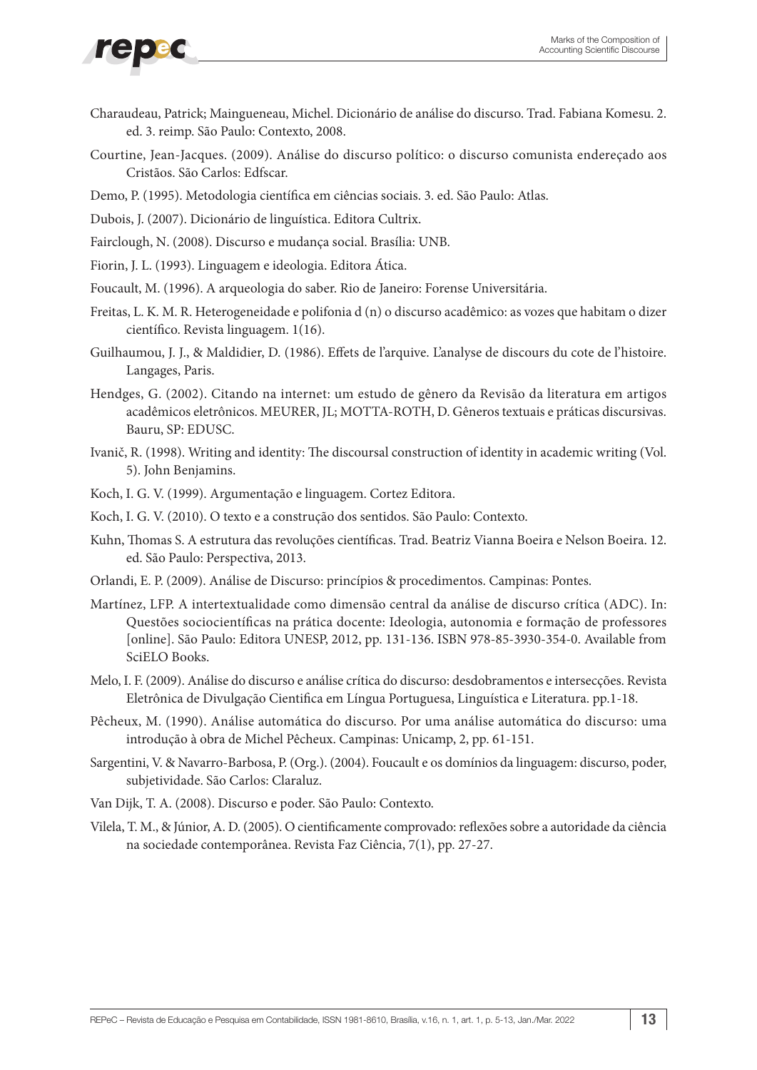Charaudeau, Patrick; Maingueneau, Michel. Dicionário de análise do discurso. Trad. Fabiana Komesu. 2. ed. 3. reimp. São Paulo: Contexto, 2008.

Courtine, Jean-Jacques. (2009). Análise do discurso político: o discurso comunista endereçado aos Cristãos. São Carlos: Edfscar.

Demo, P. (1995). Metodologia científica em ciências sociais. 3. ed. São Paulo: Atlas.

Dubois, J. (2007). Dicionário de linguística. Editora Cultrix.

Fairclough, N. (2008). Discurso e mudança social. Brasília: UNB.

Fiorin, J. L. (1993). Linguagem e ideologia. Editora Ática.

Foucault, M. (1996). A arqueologia do saber. Rio de Janeiro: Forense Universitária.

Freitas, L. K. M. R. Heterogeneidade e polifonia d (n) o discurso acadêmico: as vozes que habitam o dizer científico. Revista linguagem. 1(16).

Guilhaumou, J. J., & Maldidier, D. (1986). Effets de l'arquive. L'analyse de discours du cote de l'histoire. Langages, Paris.

Hendges, G. (2002). Citando na internet: um estudo de gênero da Revisão da literatura em artigos acadêmicos eletrônicos. MEURER, JL; MOTTA-ROTH, D. Gêneros textuais e práticas discursivas. Bauru, SP: EDUSC.

Ivanič, R. (1998). Writing and identity: The discoursal construction of identity in academic writing (Vol. 5). John Benjamins.

Koch, I. G. V. (1999). Argumentação e linguagem. Cortez Editora.

Koch, I. G. V. (2010). O texto e a construção dos sentidos. São Paulo: Contexto.

Kuhn, Thomas S. A estrutura das revoluções científicas. Trad. Beatriz Vianna Boeira e Nelson Boeira. 12. ed. São Paulo: Perspectiva, 2013.

Orlandi, E. P. (2009). Análise de Discurso: princípios & procedimentos. Campinas: Pontes.

Martínez, LFP. A intertextualidade como dimensão central da análise de discurso crítica (ADC). In: Questões sociocientíficas na prática docente: Ideologia, autonomia e formação de professores [online]. São Paulo: Editora UNESP, 2012, pp. 131-136. ISBN 978-85-3930-354-0. Available from SciELO Books.

Melo, I. F. (2009). Análise do discurso e análise crítica do discurso: desdobramentos e intersecções. Revista Eletrônica de Divulgação Cientifica em Língua Portuguesa, Linguística e Literatura. pp.1-18.

Pêcheux, M. (1990). Análise automática do discurso. Por uma análise automática do discurso: uma introdução à obra de Michel Pêcheux. Campinas: Unicamp, 2, pp. 61-151.

Sargentini, V. & Navarro-Barbosa, P. (Org.). (2004). Foucault e os domínios da linguagem: discurso, poder, subjetividade. São Carlos: Claraluz.

Van Dijk, T. A. (2008). Discurso e poder. São Paulo: Contexto.

Vilela, T. M., & Júnior, A. D. (2005). O cientificamente comprovado: reflexões sobre a autoridade da ciência na sociedade contemporânea. Revista Faz Ciência, 7(1), pp. 27-27.